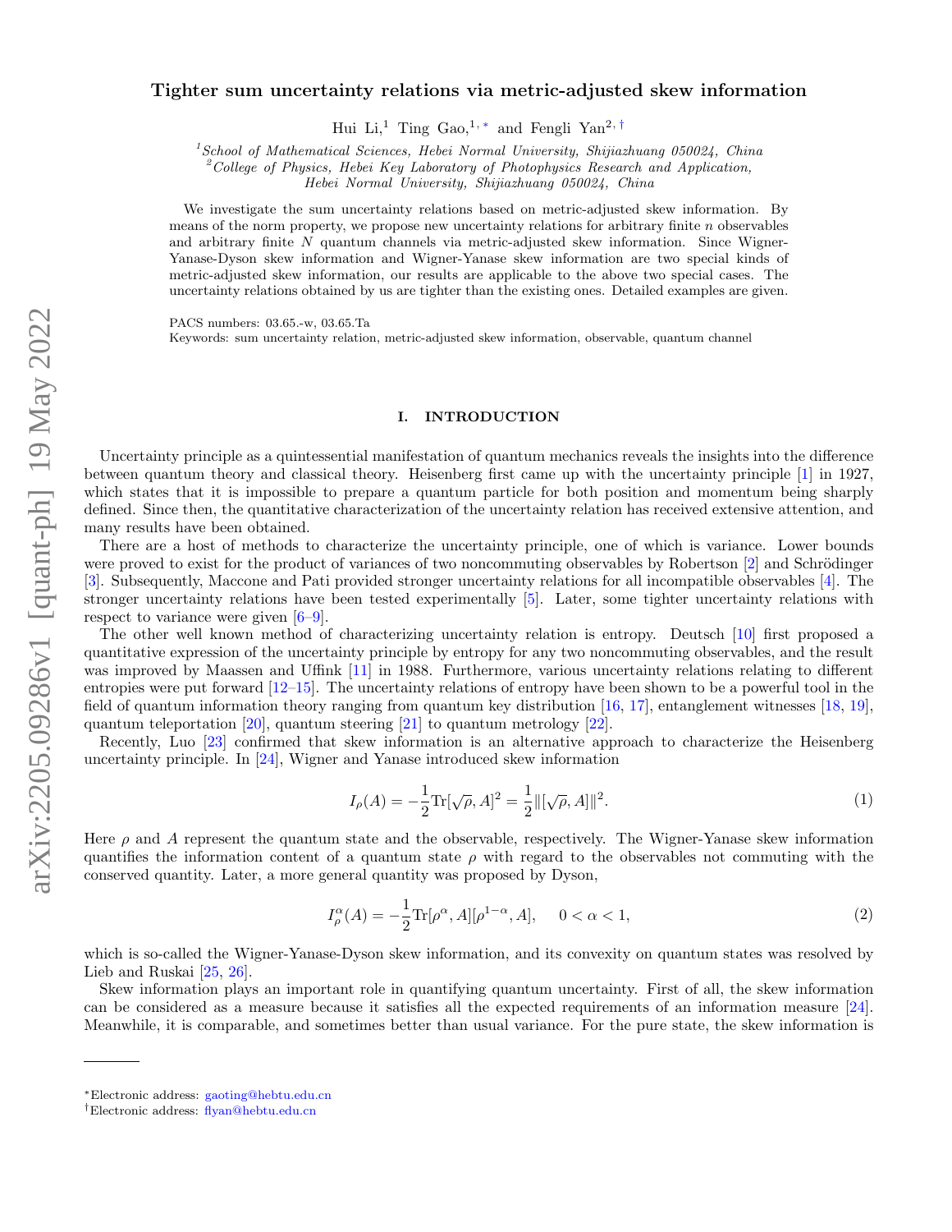# Tighter sum uncertainty relations via metric-adjusted skew information

Hui Li,[1] Ting Gao,[1,*] and Fengli Yan[2,†]

[1]*School of Mathematical Sciences, Hebei Normal University, Shijiazhuang 050024, China*
[2]*College of Physics, Hebei Key Laboratory of Photophysics Research and Application, Hebei Normal University, Shijiazhuang 050024, China*

We investigate the sum uncertainty relations based on metric-adjusted skew information. By means of the norm property, we propose new uncertainty relations for arbitrary finite $n$ observables and arbitrary finite $N$ quantum channels via metric-adjusted skew information. Since Wigner-Yanase-Dyson skew information and Wigner-Yanase skew information are two special kinds of metric-adjusted skew information, our results are applicable to the above two special cases. The uncertainty relations obtained by us are tighter than the existing ones. Detailed examples are given.

PACS numbers: 03.65.-w, 03.65.Ta
Keywords: sum uncertainty relation, metric-adjusted skew information, observable, quantum channel

## I. INTRODUCTION

Uncertainty principle as a quintessential manifestation of quantum mechanics reveals the insights into the difference between quantum theory and classical theory. Heisenberg first came up with the uncertainty principle [1] in 1927, which states that it is impossible to prepare a quantum particle for both position and momentum being sharply defined. Since then, the quantitative characterization of the uncertainty relation has received extensive attention, and many results have been obtained.

There are a host of methods to characterize the uncertainty principle, one of which is variance. Lower bounds were proved to exist for the product of variances of two noncommuting observables by Robertson [2] and Schrödinger [3]. Subsequently, Maccone and Pati provided stronger uncertainty relations for all incompatible observables [4]. The stronger uncertainty relations have been tested experimentally [5]. Later, some tighter uncertainty relations with respect to variance were given [6–9].

The other well known method of characterizing uncertainty relation is entropy. Deutsch [10] first proposed a quantitative expression of the uncertainty principle by entropy for any two noncommuting observables, and the result was improved by Maassen and Uffink [11] in 1988. Furthermore, various uncertainty relations relating to different entropies were put forward [12–15]. The uncertainty relations of entropy have been shown to be a powerful tool in the field of quantum information theory ranging from quantum key distribution [16, 17], entanglement witnesses [18, 19], quantum teleportation [20], quantum steering [21] to quantum metrology [22].

Recently, Luo [23] confirmed that skew information is an alternative approach to characterize the Heisenberg uncertainty principle. In [24], Wigner and Yanase introduced skew information

$$I_\rho(A) = -\frac{1}{2}\mathrm{Tr}[\sqrt{\rho}, A]^2 = \frac{1}{2}\|[\sqrt{\rho}, A]\|^2. \tag{1}$$

Here $\rho$ and $A$ represent the quantum state and the observable, respectively. The Wigner-Yanase skew information quantifies the information content of a quantum state $\rho$ with regard to the observables not commuting with the conserved quantity. Later, a more general quantity was proposed by Dyson,

$$I^\alpha_\rho(A) = -\frac{1}{2}\mathrm{Tr}[\rho^\alpha, A][\rho^{1-\alpha}, A], \quad 0 < \alpha < 1, \tag{2}$$

which is so-called the Wigner-Yanase-Dyson skew information, and its convexity on quantum states was resolved by Lieb and Ruskai [25, 26].

Skew information plays an important role in quantifying quantum uncertainty. First of all, the skew information can be considered as a measure because it satisfies all the expected requirements of an information measure [24]. Meanwhile, it is comparable, and sometimes better than usual variance. For the pure state, the skew information is

*Electronic address: gaoting@hebtu.edu.cn
†Electronic address: flyan@hebtu.edu.cn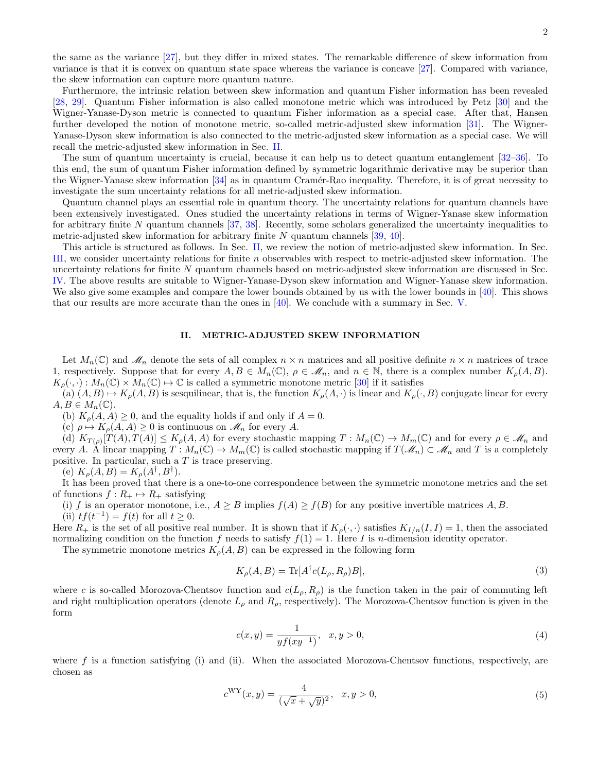the same as the variance [27], but they differ in mixed states. The remarkable difference of skew information from variance is that it is convex on quantum state space whereas the variance is concave [27]. Compared with variance, the skew information can capture more quantum nature.

Furthermore, the intrinsic relation between skew information and quantum Fisher information has been revealed [28, 29]. Quantum Fisher information is also called monotone metric which was introduced by Petz [30] and the Wigner-Yanase-Dyson metric is connected to quantum Fisher information as a special case. After that, Hansen further developed the notion of monotone metric, so-called metric-adjusted skew information [31]. The Wigner-Yanase-Dyson skew information is also connected to the metric-adjusted skew information as a special case. We will recall the metric-adjusted skew information in Sec. II.

The sum of quantum uncertainty is crucial, because it can help us to detect quantum entanglement [32–36]. To this end, the sum of quantum Fisher information defined by symmetric logarithmic derivative may be superior than the Wigner-Yanase skew information [34] as in quantum Cramér-Rao inequality. Therefore, it is of great necessity to investigate the sum uncertainty relations for all metric-adjusted skew information.

Quantum channel plays an essential role in quantum theory. The uncertainty relations for quantum channels have been extensively investigated. Ones studied the uncertainty relations in terms of Wigner-Yanase skew information for arbitrary finite $N$ quantum channels [37, 38]. Recently, some scholars generalized the uncertainty inequalities to metric-adjusted skew information for arbitrary finite $N$ quantum channels [39, 40].

This article is structured as follows. In Sec. II, we review the notion of metric-adjusted skew information. In Sec. III, we consider uncertainty relations for finite $n$ observables with respect to metric-adjusted skew information. The uncertainty relations for finite $N$ quantum channels based on metric-adjusted skew information are discussed in Sec. IV. The above results are suitable to Wigner-Yanase-Dyson skew information and Wigner-Yanase skew information. We also give some examples and compare the lower bounds obtained by us with the lower bounds in [40]. This shows that our results are more accurate than the ones in [40]. We conclude with a summary in Sec. V.

## II. METRIC-ADJUSTED SKEW INFORMATION

Let $M_n(\mathbb{C})$ and $\mathscr{M}_n$ denote the sets of all complex $n \times n$ matrices and all positive definite $n \times n$ matrices of trace 1, respectively. Suppose that for every $A, B \in M_n(\mathbb{C})$, $\rho \in \mathscr{M}_n$, and $n \in \mathbb{N}$, there is a complex number $K_\rho(A, B)$. $K_\rho(\cdot,\cdot) : M_n(\mathbb{C}) \times M_n(\mathbb{C}) \mapsto \mathbb{C}$ is called a symmetric monotone metric [30] if it satisfies

(a) $(A, B) \mapsto K_\rho(A, B)$ is sesquilinear, that is, the function $K_\rho(A, \cdot)$ is linear and $K_\rho(\cdot, B)$ conjugate linear for every $A, B \in M_n(\mathbb{C})$.

(b) $K_\rho(A, A) \geq 0$, and the equality holds if and only if $A = 0$.

(c) $\rho \mapsto K_\rho(A, A) \geq 0$ is continuous on $\mathscr{M}_n$ for every $A$.

(d) $K_{T(\rho)}[T(A), T(A)] \leq K_\rho(A, A)$ for every stochastic mapping $T : M_n(\mathbb{C}) \to M_m(\mathbb{C})$ and for every $\rho \in \mathscr{M}_n$ and every $A$. A linear mapping $T : M_n(\mathbb{C}) \to M_m(\mathbb{C})$ is called stochastic mapping if $T(\mathscr{M}_n) \subset \mathscr{M}_n$ and $T$ is a completely positive. In particular, such a $T$ is trace preserving.

(e) $K_\rho(A, B) = K_\rho(A^\dagger, B^\dagger)$.

It has been proved that there is a one-to-one correspondence between the symmetric monotone metrics and the set of functions $f : R_+ \mapsto R_+$ satisfying

(i) $f$ is an operator monotone, i.e., $A \geq B$ implies $f(A) \geq f(B)$ for any positive invertible matrices $A, B$.

(ii) $tf(t^{-1}) = f(t)$ for all $t \geq 0$.

Here $R_+$ is the set of all positive real number. It is shown that if $K_\rho(\cdot,\cdot)$ satisfies $K_{I/n}(I, I) = 1$, then the associated normalizing condition on the function $f$ needs to satisfy $f(1) = 1$. Here $I$ is $n$-dimension identity operator.

The symmetric monotone metrics $K_\rho(A, B)$ can be expressed in the following form

$$K_\rho(A, B) = \mathrm{Tr}[A^\dagger c(L_\rho, R_\rho)B], \tag{3}$$

where $c$ is so-called Morozova-Chentsov function and $c(L_\rho, R_\rho)$ is the function taken in the pair of commuting left and right multiplication operators (denote $L_\rho$ and $R_\rho$, respectively). The Morozova-Chentsov function is given in the form

$$c(x, y) = \frac{1}{yf(xy^{-1})}, \quad x, y > 0, \tag{4}$$

where $f$ is a function satisfying (i) and (ii). When the associated Morozova-Chentsov functions, respectively, are chosen as

$$c^{\mathrm{WY}}(x, y) = \frac{4}{(\sqrt{x} + \sqrt{y})^2}, \quad x, y > 0, \tag{5}$$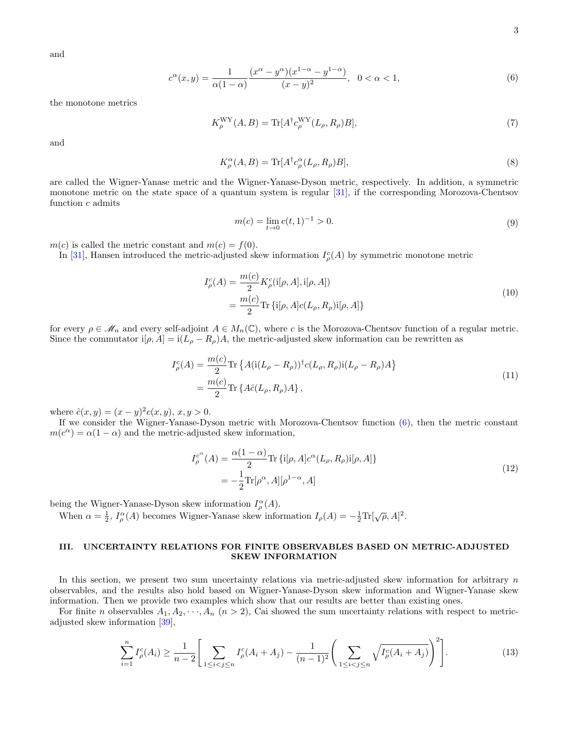and

$$c^{\alpha}(x,y) = \frac{1}{\alpha(1-\alpha)} \frac{(x^{\alpha} - y^{\alpha})(x^{1-\alpha} - y^{1-\alpha})}{(x-y)^2}, \quad 0 < \alpha < 1, \tag{6}$$

the monotone metrics

$$K_{\rho}^{\mathrm{WY}}(A,B) = \mathrm{Tr}[A^{\dagger} c_{\rho}^{\mathrm{WY}}(L_{\rho}, R_{\rho}) B], \tag{7}$$

and

$$K_{\rho}^{\alpha}(A,B) = \mathrm{Tr}[A^{\dagger} c_{\rho}^{\alpha}(L_{\rho}, R_{\rho}) B], \tag{8}$$

are called the Wigner-Yanase metric and the Wigner-Yanase-Dyson metric, respectively. In addition, a symmetric monotone metric on the state space of a quantum system is regular [31], if the corresponding Morozova-Chentsov function $c$ admits

$$m(c) = \lim_{t \to 0} c(t,1)^{-1} > 0. \tag{9}$$

$m(c)$ is called the metric constant and $m(c) = f(0)$.

In [31], Hansen introduced the metric-adjusted skew information $I_{\rho}^{c}(A)$ by symmetric monotone metric

$$\begin{aligned} I_{\rho}^{c}(A) &= \frac{m(c)}{2} K_{\rho}^{c}(\mathrm{i}[\rho, A], \mathrm{i}[\rho, A]) \\ &= \frac{m(c)}{2} \mathrm{Tr}\left\{\mathrm{i}[\rho, A] c(L_{\rho}, R_{\rho}) \mathrm{i}[\rho, A]\right\} \end{aligned} \tag{10}$$

for every $\rho \in \mathscr{M}_n$ and every self-adjoint $A \in M_n(\mathbb{C})$, where $c$ is the Morozova-Chentsov function of a regular metric. Since the commutator $\mathrm{i}[\rho, A] = \mathrm{i}(L_{\rho} - R_{\rho})A$, the metric-adjusted skew information can be rewritten as

$$\begin{aligned} I_{\rho}^{c}(A) &= \frac{m(c)}{2} \mathrm{Tr}\left\{A(\mathrm{i}(L_{\rho} - R_{\rho}))^{\dagger} c(L_{\rho}, R_{\rho}) \mathrm{i}(L_{\rho} - R_{\rho}) A\right\} \\ &= \frac{m(c)}{2} \mathrm{Tr}\left\{A \hat{c}(L_{\rho}, R_{\rho}) A\right\}, \end{aligned} \tag{11}$$

where $\hat{c}(x,y) = (x-y)^2 c(x,y)$, $x, y > 0$.

If we consider the Wigner-Yanase-Dyson metric with Morozova-Chentsov function (6), then the metric constant $m(c^{\alpha}) = \alpha(1-\alpha)$ and the metric-adjusted skew information,

$$\begin{aligned} I_{\rho}^{c^{\alpha}}(A) &= \frac{\alpha(1-\alpha)}{2} \mathrm{Tr}\left\{\mathrm{i}[\rho, A] c^{\alpha}(L_{\rho}, R_{\rho}) \mathrm{i}[\rho, A]\right\} \\ &= -\frac{1}{2} \mathrm{Tr}[\rho^{\alpha}, A][\rho^{1-\alpha}, A] \end{aligned} \tag{12}$$

being the Wigner-Yanase-Dyson skew information $I_{\rho}^{\alpha}(A)$.

When $\alpha = \frac{1}{2}$, $I_{\rho}^{\alpha}(A)$ becomes Wigner-Yanase skew information $I_{\rho}(A) = -\frac{1}{2}\mathrm{Tr}[\sqrt{\rho}, A]^2$.

## III. UNCERTAINTY RELATIONS FOR FINITE OBSERVABLES BASED ON METRIC-ADJUSTED SKEW INFORMATION

In this section, we present two sum uncertainty relations via metric-adjusted skew information for arbitrary $n$ observables, and the results also hold based on Wigner-Yanase-Dyson skew information and Wigner-Yanase skew information. Then we provide two examples which show that our results are better than existing ones.

For finite $n$ observables $A_1, A_2, \cdots, A_n$ $(n > 2)$, Cai showed the sum uncertainty relations with respect to metric-adjusted skew information [39],

$$\sum_{i=1}^{n} I_{\rho}^{c}(A_i) \geq \frac{1}{n-2}\left[\sum_{1 \leq i < j \leq n} I_{\rho}^{c}(A_i + A_j) - \frac{1}{(n-1)^2}\left(\sum_{1 \leq i < j \leq n} \sqrt{I_{\rho}^{c}(A_i + A_j)}\right)^2\right]. \tag{13}$$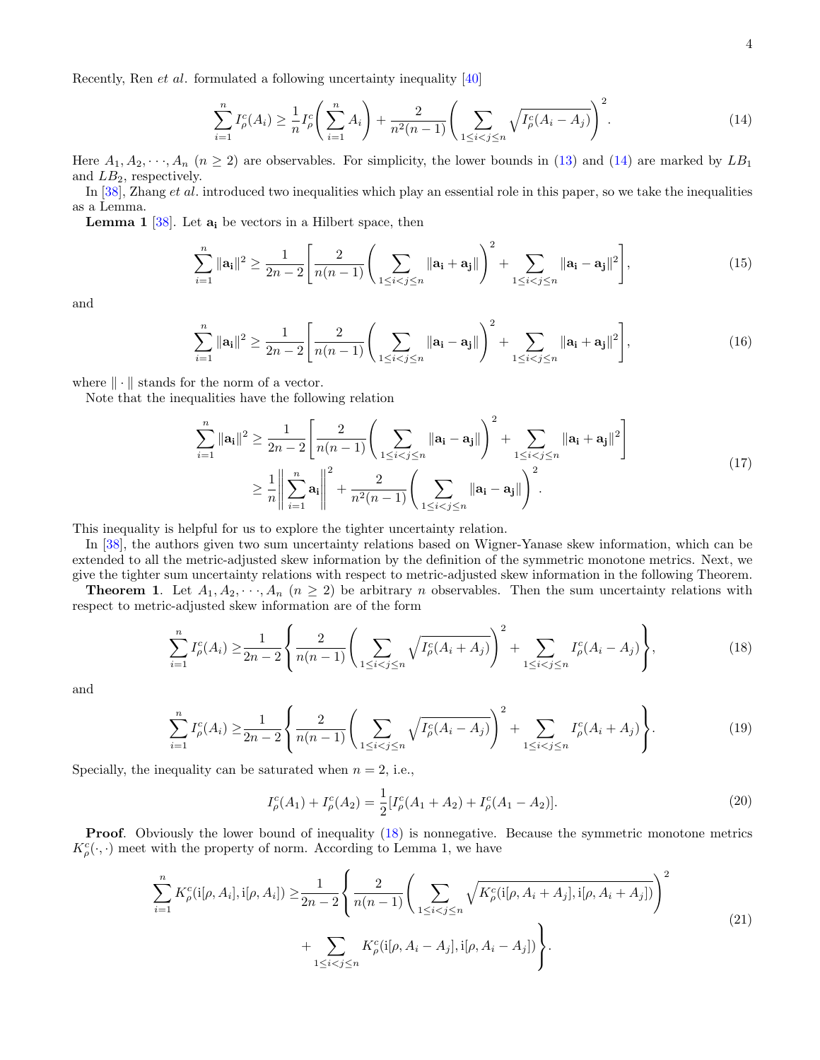Recently, Ren *et al*. formulated a following uncertainty inequality [40]

$$\sum_{i=1}^{n} I_\rho^c(A_i) \geq \frac{1}{n} I_\rho^c\left(\sum_{i=1}^{n} A_i\right) + \frac{2}{n^2(n-1)}\left(\sum_{1\leq i<j\leq n}\sqrt{I_\rho^c(A_i - A_j)}\right)^2. \tag{14}$$

Here $A_1, A_2, \cdots, A_n$ $(n \geq 2)$ are observables. For simplicity, the lower bounds in (13) and (14) are marked by $LB_1$ and $LB_2$, respectively.

In [38], Zhang *et al*. introduced two inequalities which play an essential role in this paper, so we take the inequalities as a Lemma.

**Lemma 1** [38]. Let $\mathbf{a_i}$ be vectors in a Hilbert space, then

$$\sum_{i=1}^{n} \|\mathbf{a_i}\|^2 \geq \frac{1}{2n-2}\left[\frac{2}{n(n-1)}\left(\sum_{1\leq i<j\leq n}\|\mathbf{a_i}+\mathbf{a_j}\|\right)^2 + \sum_{1\leq i<j\leq n}\|\mathbf{a_i}-\mathbf{a_j}\|^2\right], \tag{15}$$

and

$$\sum_{i=1}^{n} \|\mathbf{a_i}\|^2 \geq \frac{1}{2n-2}\left[\frac{2}{n(n-1)}\left(\sum_{1\leq i<j\leq n}\|\mathbf{a_i}-\mathbf{a_j}\|\right)^2 + \sum_{1\leq i<j\leq n}\|\mathbf{a_i}+\mathbf{a_j}\|^2\right], \tag{16}$$

where $\|\cdot\|$ stands for the norm of a vector.

Note that the inequalities have the following relation

$$\begin{aligned}\sum_{i=1}^{n} \|\mathbf{a_i}\|^2 &\geq \frac{1}{2n-2}\left[\frac{2}{n(n-1)}\left(\sum_{1\leq i<j\leq n}\|\mathbf{a_i}-\mathbf{a_j}\|\right)^2 + \sum_{1\leq i<j\leq n}\|\mathbf{a_i}+\mathbf{a_j}\|^2\right]\\ &\geq \frac{1}{n}\left\|\sum_{i=1}^{n}\mathbf{a_i}\right\|^2 + \frac{2}{n^2(n-1)}\left(\sum_{1\leq i<j\leq n}\|\mathbf{a_i}-\mathbf{a_j}\|\right)^2.\end{aligned} \tag{17}$$

This inequality is helpful for us to explore the tighter uncertainty relation.

In [38], the authors given two sum uncertainty relations based on Wigner-Yanase skew information, which can be extended to all the metric-adjusted skew information by the definition of the symmetric monotone metrics. Next, we give the tighter sum uncertainty relations with respect to metric-adjusted skew information in the following Theorem.

**Theorem 1**. Let $A_1, A_2, \cdots, A_n$ $(n \geq 2)$ be arbitrary $n$ observables. Then the sum uncertainty relations with respect to metric-adjusted skew information are of the form

$$\sum_{i=1}^{n} I_\rho^c(A_i) \geq \frac{1}{2n-2}\left\{\frac{2}{n(n-1)}\left(\sum_{1\leq i<j\leq n}\sqrt{I_\rho^c(A_i + A_j)}\right)^2 + \sum_{1\leq i<j\leq n} I_\rho^c(A_i - A_j)\right\}, \tag{18}$$

and

$$\sum_{i=1}^{n} I_\rho^c(A_i) \geq \frac{1}{2n-2}\left\{\frac{2}{n(n-1)}\left(\sum_{1\leq i<j\leq n}\sqrt{I_\rho^c(A_i - A_j)}\right)^2 + \sum_{1\leq i<j\leq n} I_\rho^c(A_i + A_j)\right\}. \tag{19}$$

Specially, the inequality can be saturated when $n = 2$, i.e.,

$$I_\rho^c(A_1) + I_\rho^c(A_2) = \frac{1}{2}[I_\rho^c(A_1 + A_2) + I_\rho^c(A_1 - A_2)]. \tag{20}$$

**Proof**. Obviously the lower bound of inequality (18) is nonnegative. Because the symmetric monotone metrics $K_\rho^c(\cdot,\cdot)$ meet with the property of norm. According to Lemma 1, we have

$$\begin{aligned}\sum_{i=1}^{n} K_\rho^c(\mathrm{i}[\rho, A_i], \mathrm{i}[\rho, A_i]) \geq &\frac{1}{2n-2}\left\{\frac{2}{n(n-1)}\left(\sum_{1\leq i<j\leq n}\sqrt{K_\rho^c(\mathrm{i}[\rho, A_i + A_j], \mathrm{i}[\rho, A_i + A_j])}\right)^2\right.\\ &\left.+\sum_{1\leq i<j\leq n} K_\rho^c(\mathrm{i}[\rho, A_i - A_j], \mathrm{i}[\rho, A_i - A_j])\right\}.\end{aligned} \tag{21}$$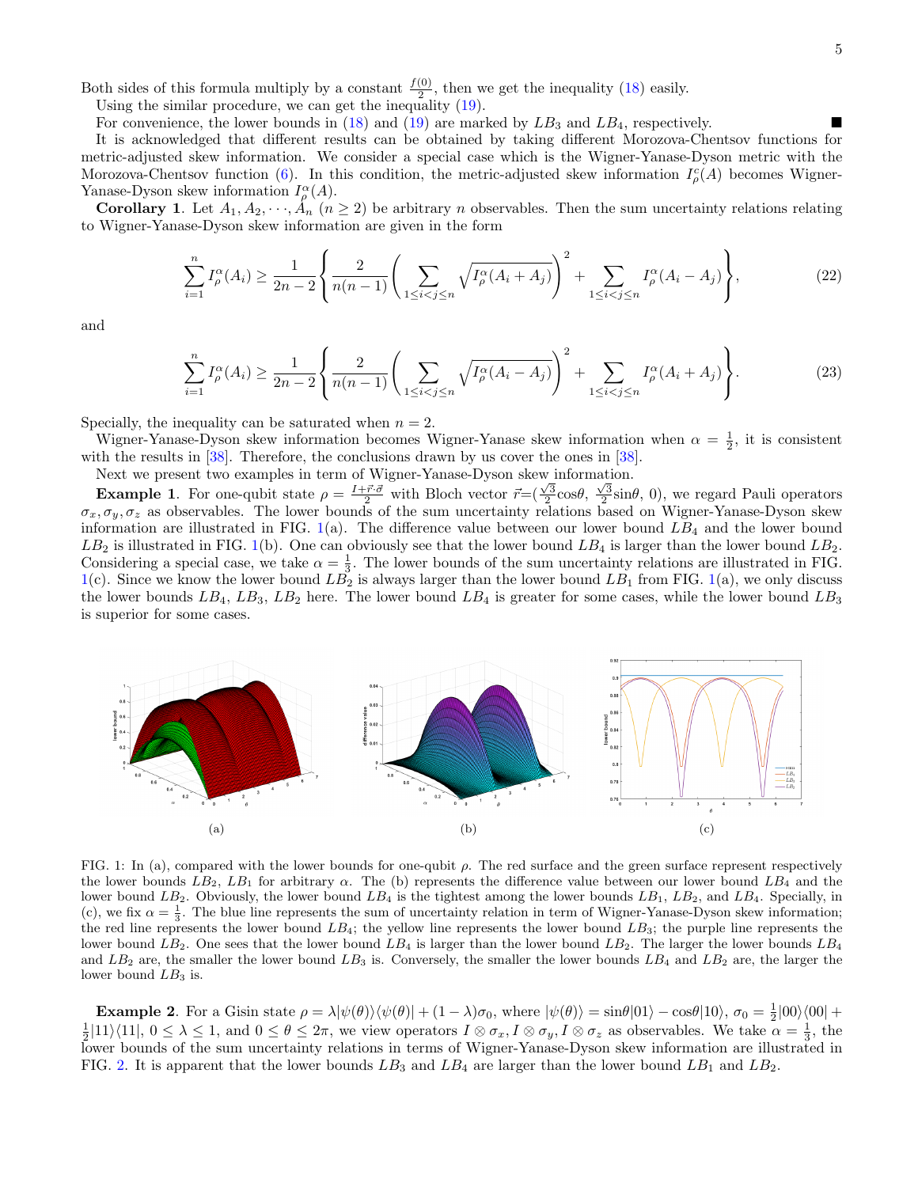Both sides of this formula multiply by a constant $\frac{f(0)}{2}$, then we get the inequality (18) easily.

Using the similar procedure, we can get the inequality (19).

For convenience, the lower bounds in (18) and (19) are marked by $LB_3$ and $LB_4$, respectively. ■

It is acknowledged that different results can be obtained by taking different Morozova-Chentsov functions for metric-adjusted skew information. We consider a special case which is the Wigner-Yanase-Dyson metric with the Morozova-Chentsov function (6). In this condition, the metric-adjusted skew information $I^c_\rho(A)$ becomes Wigner-Yanase-Dyson skew information $I^\alpha_\rho(A)$.

**Corollary 1**. Let $A_1, A_2, \cdots, A_n$ $(n \geq 2)$ be arbitrary $n$ observables. Then the sum uncertainty relations relating to Wigner-Yanase-Dyson skew information are given in the form

$$\sum_{i=1}^{n} I^\alpha_\rho(A_i) \geq \frac{1}{2n-2}\left\{\frac{2}{n(n-1)}\left(\sum_{1\leq i<j\leq n}\sqrt{I^\alpha_\rho(A_i+A_j)}\right)^2 + \sum_{1\leq i<j\leq n} I^\alpha_\rho(A_i-A_j)\right\}, \tag{22}$$

and

$$\sum_{i=1}^{n} I^\alpha_\rho(A_i) \geq \frac{1}{2n-2}\left\{\frac{2}{n(n-1)}\left(\sum_{1\leq i<j\leq n}\sqrt{I^\alpha_\rho(A_i-A_j)}\right)^2 + \sum_{1\leq i<j\leq n} I^\alpha_\rho(A_i+A_j)\right\}. \tag{23}$$

Specially, the inequality can be saturated when $n = 2$.

Wigner-Yanase-Dyson skew information becomes Wigner-Yanase skew information when $\alpha = \frac{1}{2}$, it is consistent with the results in [38]. Therefore, the conclusions drawn by us cover the ones in [38].

Next we present two examples in term of Wigner-Yanase-Dyson skew information.

**Example 1**. For one-qubit state $\rho = \frac{I+\vec{r}\cdot\vec{\sigma}}{2}$ with Bloch vector $\vec{r}=(\frac{\sqrt{3}}{2}\cos\theta,\ \frac{\sqrt{3}}{2}\sin\theta,\ 0)$, we regard Pauli operators $\sigma_x, \sigma_y, \sigma_z$ as observables. The lower bounds of the sum uncertainty relations based on Wigner-Yanase-Dyson skew information are illustrated in FIG. 1(a). The difference value between our lower bound $LB_4$ and the lower bound $LB_2$ is illustrated in FIG. 1(b). One can obviously see that the lower bound $LB_4$ is larger than the lower bound $LB_2$. Considering a special case, we take $\alpha = \frac{1}{3}$. The lower bounds of the sum uncertainty relations are illustrated in FIG. 1(c). Since we know the lower bound $LB_2$ is always larger than the lower bound $LB_1$ from FIG. 1(a), we only discuss the lower bounds $LB_4$, $LB_3$, $LB_2$ here. The lower bound $LB_4$ is greater for some cases, while the lower bound $LB_3$ is superior for some cases.

FIG. 1: In (a), compared with the lower bounds for one-qubit $\rho$. The red surface and the green surface represent respectively the lower bounds $LB_2$, $LB_1$ for arbitrary $\alpha$. The (b) represents the difference value between our lower bound $LB_4$ and the lower bound $LB_2$. Obviously, the lower bound $LB_4$ is the tightest among the lower bounds $LB_1$, $LB_2$, and $LB_4$. Specially, in (c), we fix $\alpha = \frac{1}{3}$. The blue line represents the sum of uncertainty relation in term of Wigner-Yanase-Dyson skew information; the red line represents the lower bound $LB_4$; the yellow line represents the lower bound $LB_3$; the purple line represents the lower bound $LB_2$. One sees that the lower bound $LB_4$ is larger than the lower bound $LB_2$. The larger the lower bounds $LB_4$ and $LB_2$ are, the smaller the lower bound $LB_3$ is. Conversely, the smaller the lower bounds $LB_4$ and $LB_2$ are, the larger the lower bound $LB_3$ is.

**Example 2**. For a Gisin state $\rho = \lambda|\psi(\theta)\rangle\langle\psi(\theta)| + (1-\lambda)\sigma_0$, where $|\psi(\theta)\rangle = \sin\theta|01\rangle - \cos\theta|10\rangle$, $\sigma_0 = \frac{1}{2}|00\rangle\langle 00| + \frac{1}{2}|11\rangle\langle 11|$, $0 \leq \lambda \leq 1$, and $0 \leq \theta \leq 2\pi$, we view operators $I\otimes\sigma_x, I\otimes\sigma_y, I\otimes\sigma_z$ as observables. We take $\alpha = \frac{1}{3}$, the lower bounds of the sum uncertainty relations in terms of Wigner-Yanase-Dyson skew information are illustrated in FIG. 2. It is apparent that the lower bounds $LB_3$ and $LB_4$ are larger than the lower bound $LB_1$ and $LB_2$.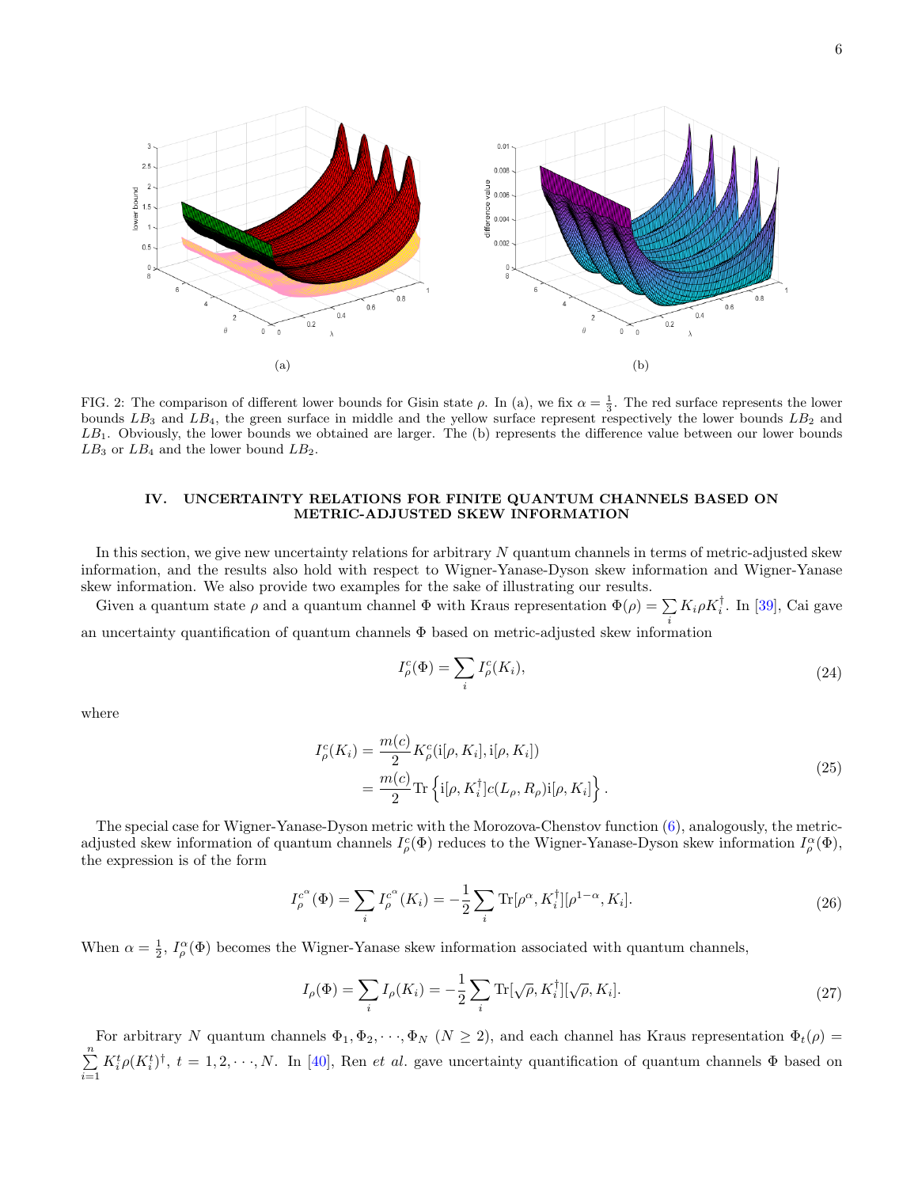FIG. 2: The comparison of different lower bounds for Gisin state $\rho$. In (a), we fix $\alpha = \frac{1}{3}$. The red surface represents the lower bounds $LB_3$ and $LB_4$, the green surface in middle and the yellow surface represent respectively the lower bounds $LB_2$ and $LB_1$. Obviously, the lower bounds we obtained are larger. The (b) represents the difference value between our lower bounds $LB_3$ or $LB_4$ and the lower bound $LB_2$.

## IV. UNCERTAINTY RELATIONS FOR FINITE QUANTUM CHANNELS BASED ON METRIC-ADJUSTED SKEW INFORMATION

In this section, we give new uncertainty relations for arbitrary $N$ quantum channels in terms of metric-adjusted skew information, and the results also hold with respect to Wigner-Yanase-Dyson skew information and Wigner-Yanase skew information. We also provide two examples for the sake of illustrating our results.

Given a quantum state $\rho$ and a quantum channel $\Phi$ with Kraus representation $\Phi(\rho) = \sum_i K_i \rho K_i^\dagger$. In [39], Cai gave an uncertainty quantification of quantum channels $\Phi$ based on metric-adjusted skew information

$$I_\rho^c(\Phi) = \sum_i I_\rho^c(K_i), \tag{24}$$

where

$$\begin{aligned} I_\rho^c(K_i) &= \frac{m(c)}{2} K_\rho^c(\mathrm{i}[\rho, K_i], \mathrm{i}[\rho, K_i]) \\ &= \frac{m(c)}{2} \mathrm{Tr}\left\{ \mathrm{i}[\rho, K_i^\dagger] c(L_\rho, R_\rho) \mathrm{i}[\rho, K_i] \right\}. \end{aligned} \tag{25}$$

The special case for Wigner-Yanase-Dyson metric with the Morozova-Chenstov function (6), analogously, the metric-adjusted skew information of quantum channels $I_\rho^c(\Phi)$ reduces to the Wigner-Yanase-Dyson skew information $I_\rho^\alpha(\Phi)$, the expression is of the form

$$I_\rho^{c^\alpha}(\Phi) = \sum_i I_\rho^{c^\alpha}(K_i) = -\frac{1}{2} \sum_i \mathrm{Tr}[\rho^\alpha, K_i^\dagger][\rho^{1-\alpha}, K_i]. \tag{26}$$

When $\alpha = \frac{1}{2}$, $I_\rho^\alpha(\Phi)$ becomes the Wigner-Yanase skew information associated with quantum channels,

$$I_\rho(\Phi) = \sum_i I_\rho(K_i) = -\frac{1}{2} \sum_i \mathrm{Tr}[\sqrt{\rho}, K_i^\dagger][\sqrt{\rho}, K_i]. \tag{27}$$

For arbitrary $N$ quantum channels $\Phi_1, \Phi_2, \cdots, \Phi_N$ ($N \geq 2$), and each channel has Kraus representation $\Phi_t(\rho) = \sum_{i=1}^{n} K_i^t \rho (K_i^t)^\dagger$, $t = 1, 2, \cdots, N$. In [40], Ren *et al.* gave uncertainty quantification of quantum channels $\Phi$ based on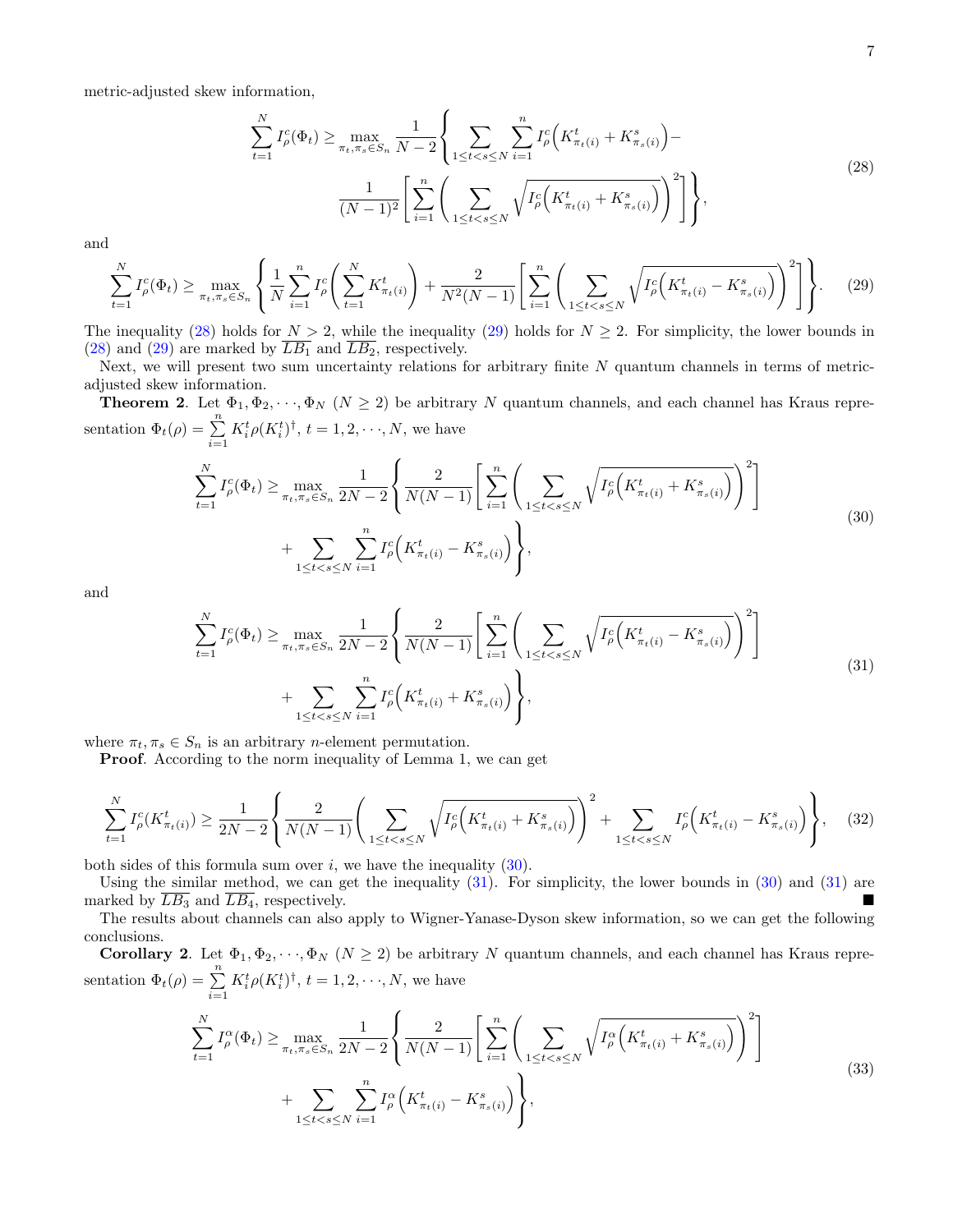metric-adjusted skew information,

$$
\sum_{t=1}^{N} I_\rho^c(\Phi_t) \geq \max_{\pi_t,\pi_s\in S_n} \frac{1}{N-2}\Bigg\{ \sum_{1\leq t<s\leq N}\sum_{i=1}^{n} I_\rho^c\Big(K^t_{\pi_t(i)}+K^s_{\pi_s(i)}\Big) - \frac{1}{(N-1)^2}\Bigg[\sum_{i=1}^{n}\Bigg(\sum_{1\leq t<s\leq N}\sqrt{I_\rho^c\Big(K^t_{\pi_t(i)}+K^s_{\pi_s(i)}\Big)}\Bigg)^2\Bigg]\Bigg\}, \tag{28}
$$

and

$$
\sum_{t=1}^{N} I_\rho^c(\Phi_t) \geq \max_{\pi_t,\pi_s\in S_n} \Bigg\{ \frac{1}{N}\sum_{i=1}^{n} I_\rho^c\Bigg(\sum_{t=1}^{N} K^t_{\pi_t(i)}\Bigg) + \frac{2}{N^2(N-1)}\Bigg[\sum_{i=1}^{n}\Bigg(\sum_{1\leq t<s\leq N}\sqrt{I_\rho^c\Big(K^t_{\pi_t(i)}-K^s_{\pi_s(i)}\Big)}\Bigg)^2\Bigg]\Bigg\}. \tag{29}
$$

The inequality (28) holds for $N>2$, while the inequality (29) holds for $N\geq 2$. For simplicity, the lower bounds in (28) and (29) are marked by $\overline{LB_1}$ and $\overline{LB_2}$, respectively.

Next, we will present two sum uncertainty relations for arbitrary finite $N$ quantum channels in terms of metric-adjusted skew information.

**Theorem 2**. Let $\Phi_1,\Phi_2,\cdots,\Phi_N$ ($N\geq 2$) be arbitrary $N$ quantum channels, and each channel has Kraus representation $\Phi_t(\rho)=\sum_{i=1}^{n} K_i^t\rho(K_i^t)^\dagger$, $t=1,2,\cdots,N$, we have

$$
\sum_{t=1}^{N} I_\rho^c(\Phi_t) \geq \max_{\pi_t,\pi_s\in S_n} \frac{1}{2N-2}\Bigg\{ \frac{2}{N(N-1)}\Bigg[\sum_{i=1}^{n}\Bigg(\sum_{1\leq t<s\leq N}\sqrt{I_\rho^c\Big(K^t_{\pi_t(i)}+K^s_{\pi_s(i)}\Big)}\Bigg)^2\Bigg] + \sum_{1\leq t<s\leq N}\sum_{i=1}^{n} I_\rho^c\Big(K^t_{\pi_t(i)}-K^s_{\pi_s(i)}\Big)\Bigg\}, \tag{30}
$$

and

$$
\sum_{t=1}^{N} I_\rho^c(\Phi_t) \geq \max_{\pi_t,\pi_s\in S_n} \frac{1}{2N-2}\Bigg\{ \frac{2}{N(N-1)}\Bigg[\sum_{i=1}^{n}\Bigg(\sum_{1\leq t<s\leq N}\sqrt{I_\rho^c\Big(K^t_{\pi_t(i)}-K^s_{\pi_s(i)}\Big)}\Bigg)^2\Bigg] + \sum_{1\leq t<s\leq N}\sum_{i=1}^{n} I_\rho^c\Big(K^t_{\pi_t(i)}+K^s_{\pi_s(i)}\Big)\Bigg\}, \tag{31}
$$

where $\pi_t,\pi_s\in S_n$ is an arbitrary $n$-element permutation.

**Proof**. According to the norm inequality of Lemma 1, we can get

$$
\sum_{t=1}^{N} I_\rho^c(K^t_{\pi_t(i)}) \geq \frac{1}{2N-2}\Bigg\{ \frac{2}{N(N-1)}\Bigg(\sum_{1\leq t<s\leq N}\sqrt{I_\rho^c\Big(K^t_{\pi_t(i)}+K^s_{\pi_s(i)}\Big)}\Bigg)^2 + \sum_{1\leq t<s\leq N} I_\rho^c\Big(K^t_{\pi_t(i)}-K^s_{\pi_s(i)}\Big)\Bigg\}, \tag{32}
$$

both sides of this formula sum over $i$, we have the inequality (30).

Using the similar method, we can get the inequality (31). For simplicity, the lower bounds in (30) and (31) are marked by $\overline{LB_3}$ and $\overline{LB_4}$, respectively. ■

The results about channels can also apply to Wigner-Yanase-Dyson skew information, so we can get the following conclusions.

**Corollary 2**. Let $\Phi_1,\Phi_2,\cdots,\Phi_N$ ($N\geq 2$) be arbitrary $N$ quantum channels, and each channel has Kraus representation $\Phi_t(\rho)=\sum_{i=1}^{n} K_i^t\rho(K_i^t)^\dagger$, $t=1,2,\cdots,N$, we have

$$
\sum_{t=1}^{N} I_\rho^\alpha(\Phi_t) \geq \max_{\pi_t,\pi_s\in S_n} \frac{1}{2N-2}\Bigg\{ \frac{2}{N(N-1)}\Bigg[\sum_{i=1}^{n}\Bigg(\sum_{1\leq t<s\leq N}\sqrt{I_\rho^\alpha\Big(K^t_{\pi_t(i)}+K^s_{\pi_s(i)}\Big)}\Bigg)^2\Bigg] + \sum_{1\leq t<s\leq N}\sum_{i=1}^{n} I_\rho^\alpha\Big(K^t_{\pi_t(i)}-K^s_{\pi_s(i)}\Big)\Bigg\}, \tag{33}
$$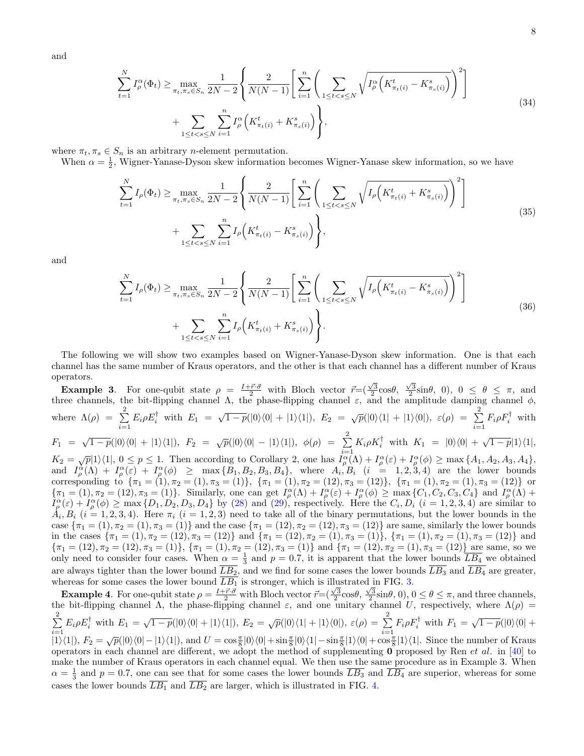and

$$
\sum_{t=1}^{N} I_\rho^\alpha(\Phi_t) \geq \max_{\pi_t, \pi_s \in S_n} \frac{1}{2N-2} \left\{ \frac{2}{N(N-1)} \left[ \sum_{i=1}^{n} \left( \sum_{1\leq t<s\leq N} \sqrt{I_\rho^\alpha\Big(K^t_{\pi_t(i)} - K^s_{\pi_s(i)}\Big)} \right)^2 \right] + \sum_{1\leq t<s\leq N} \sum_{i=1}^{n} I_\rho^\alpha\Big(K^t_{\pi_t(i)} + K^s_{\pi_s(i)}\Big) \right\}, \tag{34}
$$

where $\pi_t, \pi_s \in S_n$ is an arbitrary $n$-element permutation.

When $\alpha = \frac{1}{2}$, Wigner-Yanase-Dyson skew information becomes Wigner-Yanase skew information, so we have

$$
\sum_{t=1}^{N} I_\rho(\Phi_t) \geq \max_{\pi_t, \pi_s \in S_n} \frac{1}{2N-2} \left\{ \frac{2}{N(N-1)} \left[ \sum_{i=1}^{n} \left( \sum_{1\leq t<s\leq N} \sqrt{I_\rho\Big(K^t_{\pi_t(i)} + K^s_{\pi_s(i)}\Big)} \right)^2 \right] + \sum_{1\leq t<s\leq N} \sum_{i=1}^{n} I_\rho\Big(K^t_{\pi_t(i)} - K^s_{\pi_s(i)}\Big) \right\}, \tag{35}
$$

and

$$
\sum_{t=1}^{N} I_\rho(\Phi_t) \geq \max_{\pi_t, \pi_s \in S_n} \frac{1}{2N-2} \left\{ \frac{2}{N(N-1)} \left[ \sum_{i=1}^{n} \left( \sum_{1\leq t<s\leq N} \sqrt{I_\rho\Big(K^t_{\pi_t(i)} - K^s_{\pi_s(i)}\Big)} \right)^2 \right] + \sum_{1\leq t<s\leq N} \sum_{i=1}^{n} I_\rho\Big(K^t_{\pi_t(i)} + K^s_{\pi_s(i)}\Big) \right\}. \tag{36}
$$

The following we will show two examples based on Wigner-Yanase-Dyson skew information. One is that each channel has the same number of Kraus operators, and the other is that each channel has a different number of Kraus operators.

**Example 3**. For one-qubit state $\rho = \frac{I+\vec{r}\cdot\vec{\sigma}}{2}$ with Bloch vector $\vec{r}=(\frac{\sqrt{3}}{2}\cos\theta,\ \frac{\sqrt{3}}{2}\sin\theta,\ 0)$, $0 \leq \theta \leq \pi$, and three channels, the bit-flipping channel $\Lambda$, the phase-flipping channel $\varepsilon$, and the amplitude damping channel $\phi$, where $\Lambda(\rho) = \sum_{i=1}^{2} E_i\rho E_i^\dagger$ with $E_1 = \sqrt{1-p}(|0\rangle\langle 0| + |1\rangle\langle 1|)$, $E_2 = \sqrt{p}(|0\rangle\langle 1| + |1\rangle\langle 0|)$, $\varepsilon(\rho) = \sum_{i=1}^{2} F_i\rho F_i^\dagger$ with $F_1 = \sqrt{1-p}(|0\rangle\langle 0| + |1\rangle\langle 1|)$, $F_2 = \sqrt{p}(|0\rangle\langle 0| - |1\rangle\langle 1|)$, $\phi(\rho) = \sum_{i=1}^{2} K_i\rho K_i^\dagger$ with $K_1 = |0\rangle\langle 0| + \sqrt{1-p}|1\rangle\langle 1|$, $K_2 = \sqrt{p}|1\rangle\langle 1|$, $0 \leq p \leq 1$. Then according to Corollary 2, one has $I_\rho^\alpha(\Lambda) + I_\rho^\alpha(\varepsilon) + I_\rho^\alpha(\phi) \geq \max\{A_1, A_2, A_3, A_4\}$, and $I_\rho^\alpha(\Lambda) + I_\rho^\alpha(\varepsilon) + I_\rho^\alpha(\phi) \geq \max\{B_1, B_2, B_3, B_4\}$, where $A_i, B_i$ $(i = 1,2,3,4)$ are the lower bounds corresponding to $\{\pi_1 = (1), \pi_2 = (1), \pi_3 = (1)\}$, $\{\pi_1 = (1), \pi_2 = (12), \pi_3 = (12)\}$, $\{\pi_1 = (1), \pi_2 = (1), \pi_3 = (12)\}$ or $\{\pi_1 = (1), \pi_2 = (12), \pi_3 = (1)\}$. Similarly, one can get $I_\rho^\alpha(\Lambda) + I_\rho^\alpha(\varepsilon) + I_\rho^\alpha(\phi) \geq \max\{C_1, C_2, C_3, C_4\}$ and $I_\rho^\alpha(\Lambda) + I_\rho^\alpha(\varepsilon) + I_\rho^\alpha(\phi) \geq \max\{D_1, D_2, D_3, D_4\}$ by (28) and (29), respectively. Here the $C_i, D_i$ $(i = 1,2,3,4)$ are similar to $A_i, B_i$ $(i = 1,2,3,4)$. Here $\pi_i$ $(i = 1,2,3)$ need to take all of the binary permutations, but the lower bounds in the case $\{\pi_1 = (1), \pi_2 = (1), \pi_3 = (1)\}$ and the case $\{\pi_1 = (12), \pi_2 = (12), \pi_3 = (12)\}$ are same, similarly the lower bounds in the cases $\{\pi_1 = (1), \pi_2 = (12), \pi_3 = (12)\}$ and $\{\pi_1 = (12), \pi_2 = (1), \pi_3 = (1)\}$, $\{\pi_1 = (1), \pi_2 = (1), \pi_3 = (12)\}$ and $\{\pi_1 = (12), \pi_2 = (12), \pi_3 = (1)\}$, $\{\pi_1 = (1), \pi_2 = (12), \pi_3 = (1)\}$ and $\{\pi_1 = (12), \pi_2 = (1), \pi_3 = (12)\}$ are same, so we only need to consider four cases. When $\alpha = \frac{1}{3}$ and $p = 0.7$, it is apparent that the lower bounds $\overline{LB_4}$ we obtained are always tighter than the lower bound $\overline{LB_2}$, and we find for some cases the lower bounds $\overline{LB_3}$ and $\overline{LB_4}$ are greater, whereas for some cases the lower bound $\overline{LB_1}$ is stronger, which is illustrated in FIG. 3.

**Example 4**. For one-qubit state $\rho = \frac{I+\vec{r}\cdot\vec{\sigma}}{2}$ with Bloch vector $\vec{r}=(\frac{\sqrt{3}}{2}\cos\theta,\ \frac{\sqrt{3}}{2}\sin\theta,\ 0)$, $0 \leq \theta \leq \pi$, and three channels, the bit-flipping channel $\Lambda$, the phase-flipping channel $\varepsilon$, and one unitary channel $U$, respectively, where $\Lambda(\rho) = \sum_{i=1}^{2} E_i\rho E_i^\dagger$ with $E_1 = \sqrt{1-p}(|0\rangle\langle 0| + |1\rangle\langle 1|)$, $E_2 = \sqrt{p}(|0\rangle\langle 1| + |1\rangle\langle 0|)$, $\varepsilon(\rho) = \sum_{i=1}^{2} F_i\rho F_i^\dagger$ with $F_1 = \sqrt{1-p}(|0\rangle\langle 0| + |1\rangle\langle 1|)$, $F_2 = \sqrt{p}(|0\rangle\langle 0| - |1\rangle\langle 1|)$, and $U = \cos\frac{\pi}{8}|0\rangle\langle 0| + \sin\frac{\pi}{8}|0\rangle\langle 1| - \sin\frac{\pi}{8}|1\rangle\langle 0| + \cos\frac{\pi}{8}|1\rangle\langle 1|$. Since the number of Kraus operators in each channel are different, we adopt the method of supplementing **0** proposed by Ren *et al.* in [40] to make the number of Kraus operators in each channel equal. We then use the same procedure as in Example 3. When $\alpha = \frac{1}{3}$ and $p = 0.7$, one can see that for some cases the lower bounds $\overline{LB_3}$ and $\overline{LB_4}$ are superior, whereas for some cases the lower bounds $\overline{LB_1}$ and $\overline{LB_2}$ are larger, which is illustrated in FIG. 4.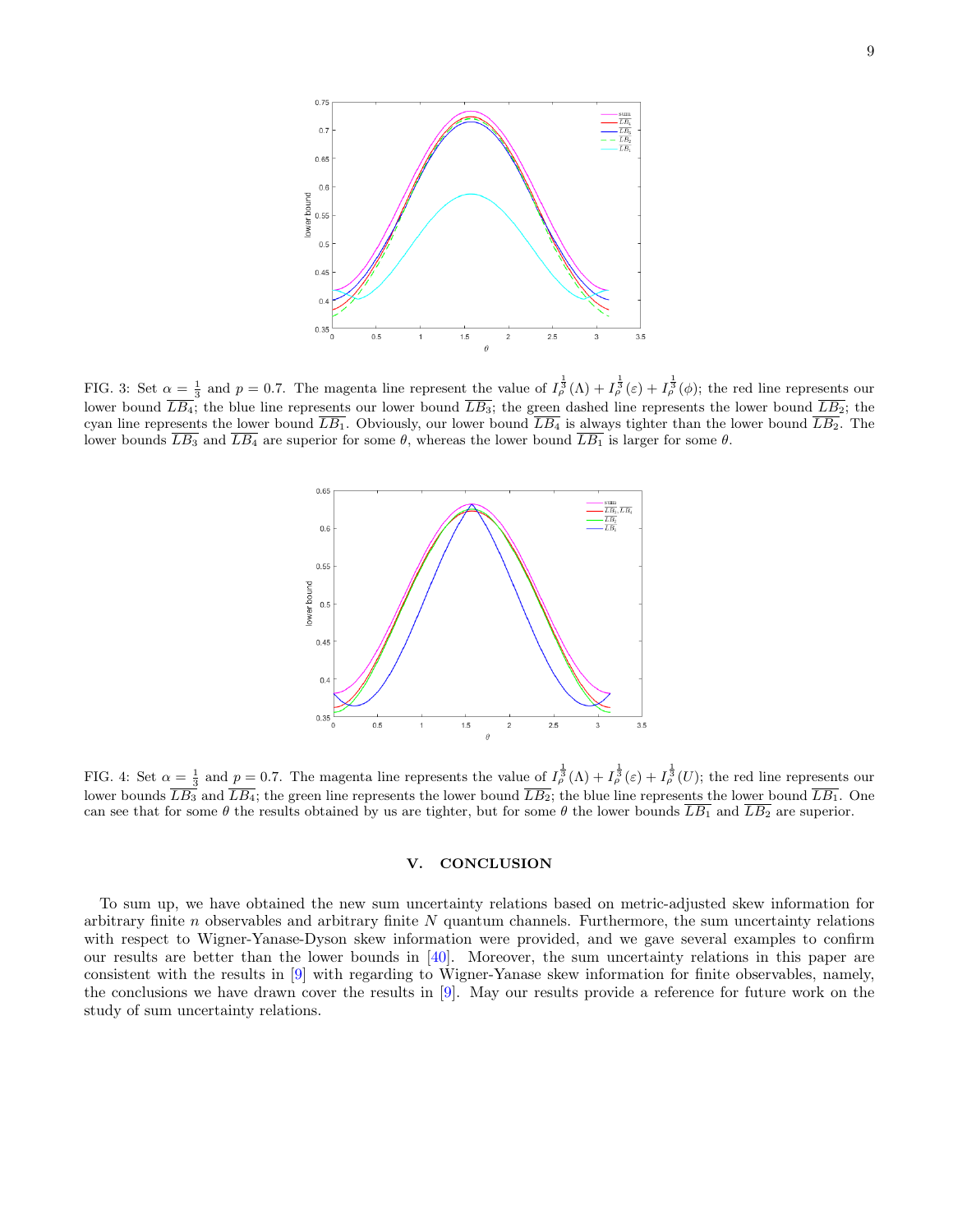FIG. 3: Set $\alpha = \frac{1}{3}$ and $p = 0.7$. The magenta line represent the value of $I_\rho^{\frac{1}{3}}(\Lambda) + I_\rho^{\frac{1}{3}}(\varepsilon) + I_\rho^{\frac{1}{3}}(\phi)$; the red line represents our lower bound $\overline{LB_4}$; the blue line represents our lower bound $\overline{LB_3}$; the green dashed line represents the lower bound $\overline{LB_2}$; the cyan line represents the lower bound $\overline{LB_1}$. Obviously, our lower bound $\overline{LB_4}$ is always tighter than the lower bound $\overline{LB_2}$. The lower bounds $\overline{LB_3}$ and $\overline{LB_4}$ are superior for some $\theta$, whereas the lower bound $\overline{LB_1}$ is larger for some $\theta$.

FIG. 4: Set $\alpha = \frac{1}{3}$ and $p = 0.7$. The magenta line represents the value of $I_\rho^{\frac{1}{3}}(\Lambda) + I_\rho^{\frac{1}{3}}(\varepsilon) + I_\rho^{\frac{1}{3}}(U)$; the red line represents our lower bounds $\overline{LB_3}$ and $\overline{LB_4}$; the green line represents the lower bound $\overline{LB_2}$; the blue line represents the lower bound $\overline{LB_1}$. One can see that for some $\theta$ the results obtained by us are tighter, but for some $\theta$ the lower bounds $\overline{LB_1}$ and $\overline{LB_2}$ are superior.

## V. CONCLUSION

To sum up, we have obtained the new sum uncertainty relations based on metric-adjusted skew information for arbitrary finite $n$ observables and arbitrary finite $N$ quantum channels. Furthermore, the sum uncertainty relations with respect to Wigner-Yanase-Dyson skew information were provided, and we gave several examples to confirm our results are better than the lower bounds in [40]. Moreover, the sum uncertainty relations in this paper are consistent with the results in [9] with regarding to Wigner-Yanase skew information for finite observables, namely, the conclusions we have drawn cover the results in [9]. May our results provide a reference for future work on the study of sum uncertainty relations.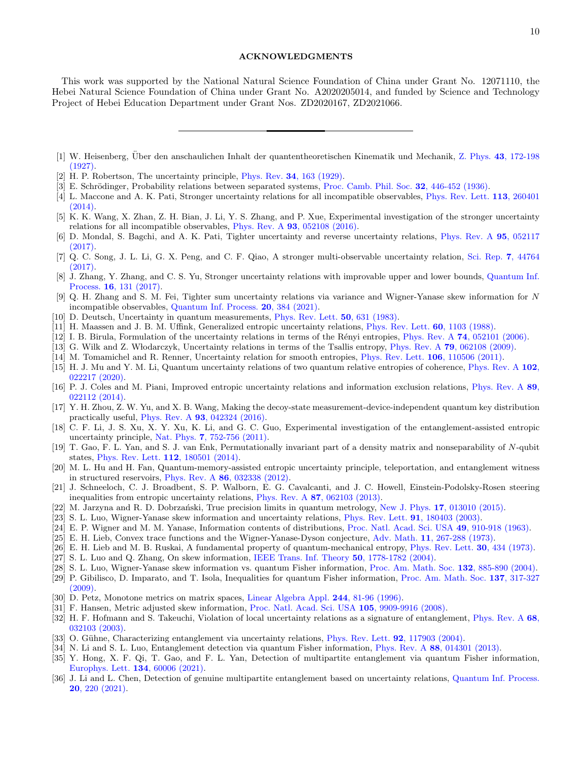## ACKNOWLEDGMENTS

This work was supported by the National Natural Science Foundation of China under Grant No. 12071110, the Hebei Natural Science Foundation of China under Grant No. A2020205014, and funded by Science and Technology Project of Hebei Education Department under Grant Nos. ZD2020167, ZD2021066.

---

[1] W. Heisenberg, Über den anschaulichen Inhalt der quantentheoretischen Kinematik und Mechanik, Z. Phys. **43**, 172-198 (1927).

[2] H. P. Robertson, The uncertainty principle, Phys. Rev. **34**, 163 (1929).

[3] E. Schrödinger, Probability relations between separated systems, Proc. Camb. Phil. Soc. **32**, 446-452 (1936).

[4] L. Maccone and A. K. Pati, Stronger uncertainty relations for all incompatible observables, Phys. Rev. Lett. **113**, 260401 (2014).

[5] K. K. Wang, X. Zhan, Z. H. Bian, J. Li, Y. S. Zhang, and P. Xue, Experimental investigation of the stronger uncertainty relations for all incompatible observables, Phys. Rev. A **93**, 052108 (2016).

[6] D. Mondal, S. Bagchi, and A. K. Pati, Tighter uncertainty and reverse uncertainty relations, Phys. Rev. A **95**, 052117 (2017).

[7] Q. C. Song, J. L. Li, G. X. Peng, and C. F. Qiao, A stronger multi-observable uncertainty relation, Sci. Rep. **7**, 44764 (2017).

[8] J. Zhang, Y. Zhang, and C. S. Yu, Stronger uncertainty relations with improvable upper and lower bounds, Quantum Inf. Process. **16**, 131 (2017).

[9] Q. H. Zhang and S. M. Fei, Tighter sum uncertainty relations via variance and Wigner-Yanase skew information for $N$ incompatible observables, Quantum Inf. Process. **20**, 384 (2021).

[10] D. Deutsch, Uncertainty in quantum measurements, Phys. Rev. Lett. **50**, 631 (1983).

[11] H. Maassen and J. B. M. Uffink, Generalized entropic uncertainty relations, Phys. Rev. Lett. **60**, 1103 (1988).

[12] I. B. Birula, Formulation of the uncertainty relations in terms of the Rényi entropies, Phys. Rev. A **74**, 052101 (2006).

[13] G. Wilk and Z. Włodarczyk, Uncertainty relations in terms of the Tsallis entropy, Phys. Rev. A **79**, 062108 (2009).

[14] M. Tomamichel and R. Renner, Uncertainty relation for smooth entropies, Phys. Rev. Lett. **106**, 110506 (2011).

[15] H. J. Mu and Y. M. Li, Quantum uncertainty relations of two quantum relative entropies of coherence, Phys. Rev. A **102**, 022217 (2020).

[16] P. J. Coles and M. Piani, Improved entropic uncertainty relations and information exclusion relations, Phys. Rev. A **89**, 022112 (2014).

[17] Y. H. Zhou, Z. W. Yu, and X. B. Wang, Making the decoy-state measurement-device-independent quantum key distribution practically useful, Phys. Rev. A **93**, 042324 (2016).

[18] C. F. Li, J. S. Xu, X. Y. Xu, K. Li, and G. C. Guo, Experimental investigation of the entanglement-assisted entropic uncertainty principle, Nat. Phys. **7**, 752-756 (2011).

[19] T. Gao, F. L. Yan, and S. J. van Enk, Permutationally invariant part of a density matrix and nonseparability of $N$-qubit states, Phys. Rev. Lett. **112**, 180501 (2014).

[20] M. L. Hu and H. Fan, Quantum-memory-assisted entropic uncertainty principle, teleportation, and entanglement witness in structured reservoirs, Phys. Rev. A **86**, 032338 (2012).

[21] J. Schneeloch, C. J. Broadbent, S. P. Walborn, E. G. Cavalcanti, and J. C. Howell, Einstein-Podolsky-Rosen steering inequalities from entropic uncertainty relations, Phys. Rev. A **87**, 062103 (2013).

[22] M. Jarzyna and R. D. Dobrzański, True precision limits in quantum metrology, New J. Phys. **17**, 013010 (2015).

[23] S. L. Luo, Wigner-Yanase skew information and uncertainty relations, Phys. Rev. Lett. **91**, 180403 (2003).

[24] E. P. Wigner and M. M. Yanase, Information contents of distributions, Proc. Natl. Acad. Sci. USA **49**, 910-918 (1963).

[25] E. H. Lieb, Convex trace functions and the Wigner-Yanase-Dyson conjecture, Adv. Math. **11**, 267-288 (1973).

[26] E. H. Lieb and M. B. Ruskai, A fundamental property of quantum-mechanical entropy, Phys. Rev. Lett. **30**, 434 (1973).

[27] S. L. Luo and Q. Zhang, On skew information, IEEE Trans. Inf. Theory **50**, 1778-1782 (2004).

[28] S. L. Luo, Wigner-Yanase skew information vs. quantum Fisher information, Proc. Am. Math. Soc. **132**, 885-890 (2004).

[29] P. Gibilisco, D. Imparato, and T. Isola, Inequalities for quantum Fisher information, Proc. Am. Math. Soc. **137**, 317-327 (2009).

[30] D. Petz, Monotone metrics on matrix spaces, Linear Algebra Appl. **244**, 81-96 (1996).

[31] F. Hansen, Metric adjusted skew information, Proc. Natl. Acad. Sci. USA **105**, 9909-9916 (2008).

[32] H. F. Hofmann and S. Takeuchi, Violation of local uncertainty relations as a signature of entanglement, Phys. Rev. A **68**, 032103 (2003).

[33] O. Gühne, Characterizing entanglement via uncertainty relations, Phys. Rev. Lett. **92**, 117903 (2004).

[34] N. Li and S. L. Luo, Entanglement detection via quantum Fisher information, Phys. Rev. A **88**, 014301 (2013).

[35] Y. Hong, X. F. Qi, T. Gao, and F. L. Yan, Detection of multipartite entanglement via quantum Fisher information, Europhys. Lett. **134**, 60006 (2021).

[36] J. Li and L. Chen, Detection of genuine multipartite entanglement based on uncertainty relations, Quantum Inf. Process. **20**, 220 (2021).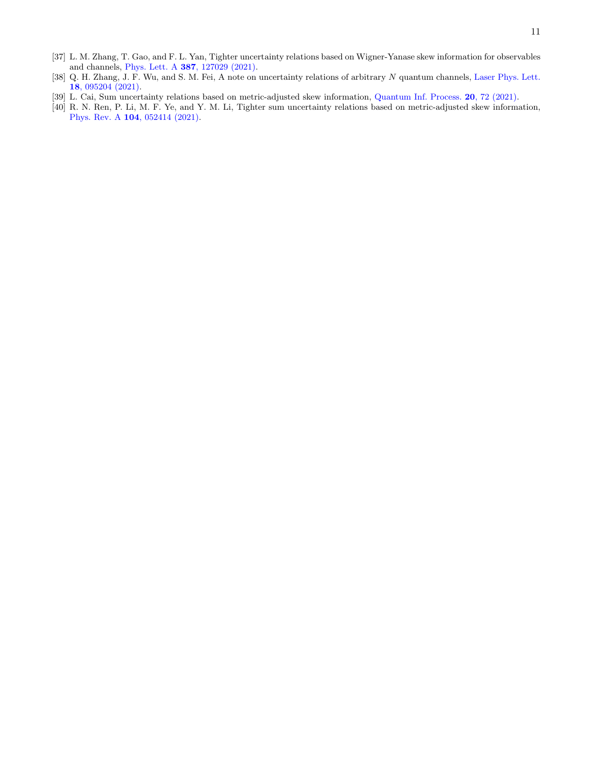[37] L. M. Zhang, T. Gao, and F. L. Yan, Tighter uncertainty relations based on Wigner-Yanase skew information for observables and channels, Phys. Lett. A **387**, 127029 (2021).

[38] Q. H. Zhang, J. F. Wu, and S. M. Fei, A note on uncertainty relations of arbitrary $N$ quantum channels, Laser Phys. Lett. **18**, 095204 (2021).

[39] L. Cai, Sum uncertainty relations based on metric-adjusted skew information, Quantum Inf. Process. **20**, 72 (2021).

[40] R. N. Ren, P. Li, M. F. Ye, and Y. M. Li, Tighter sum uncertainty relations based on metric-adjusted skew information, Phys. Rev. A **104**, 052414 (2021).